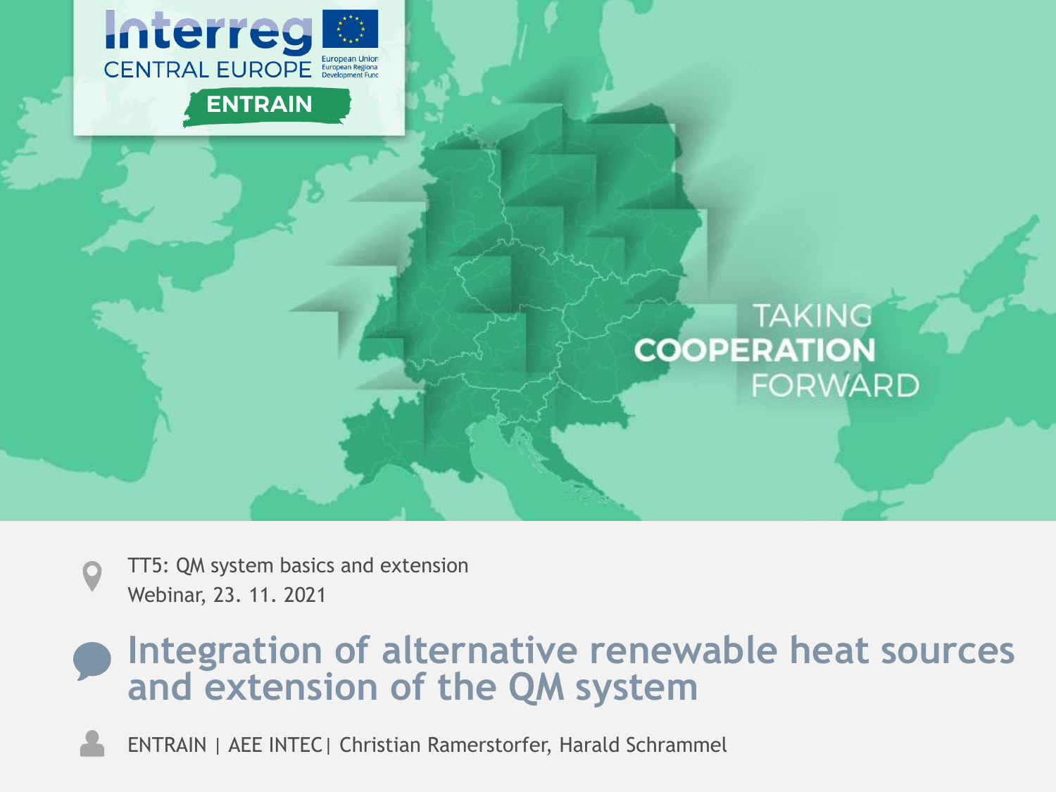Interreg CENTRAL EUROPE

European Union European Regional Development Fund

ENTRAIN

TAKING COOPERATION FORWARD

TT5: QM system basics and extension
Webinar, 23. 11. 2021

# Integration of alternative renewable heat sources and extension of the QM system

ENTRAIN | AEE INTEC| Christian Ramerstorfer, Harald Schrammel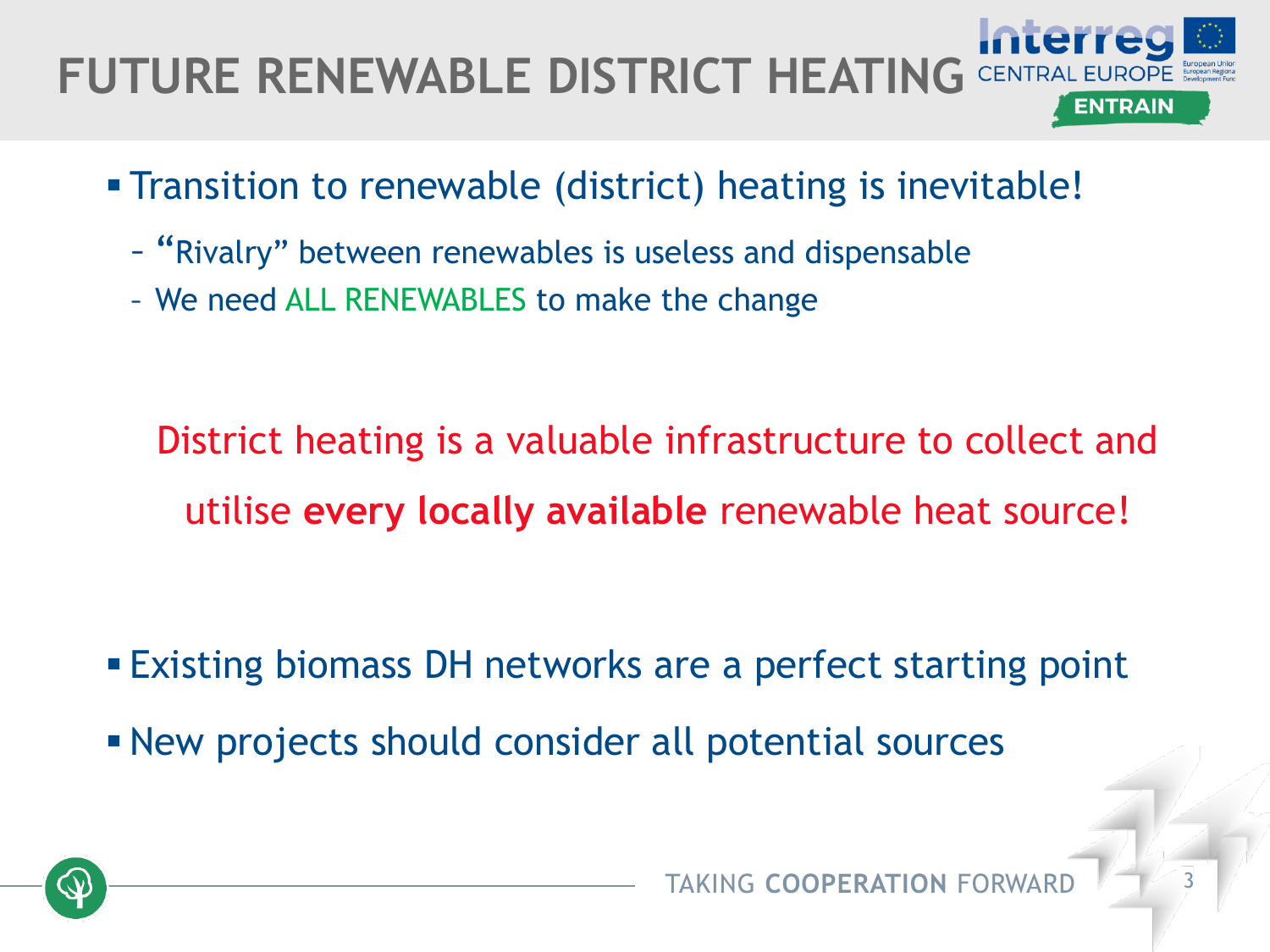# FUTURE RENEWABLE DISTRICT HEATING

- Transition to renewable (district) heating is inevitable!
  - "Rivalry" between renewables is useless and dispensable
  - We need ALL RENEWABLES to make the change

District heating is a valuable infrastructure to collect and utilise **every locally available** renewable heat source!

- Existing biomass DH networks are a perfect starting point
- New projects should consider all potential sources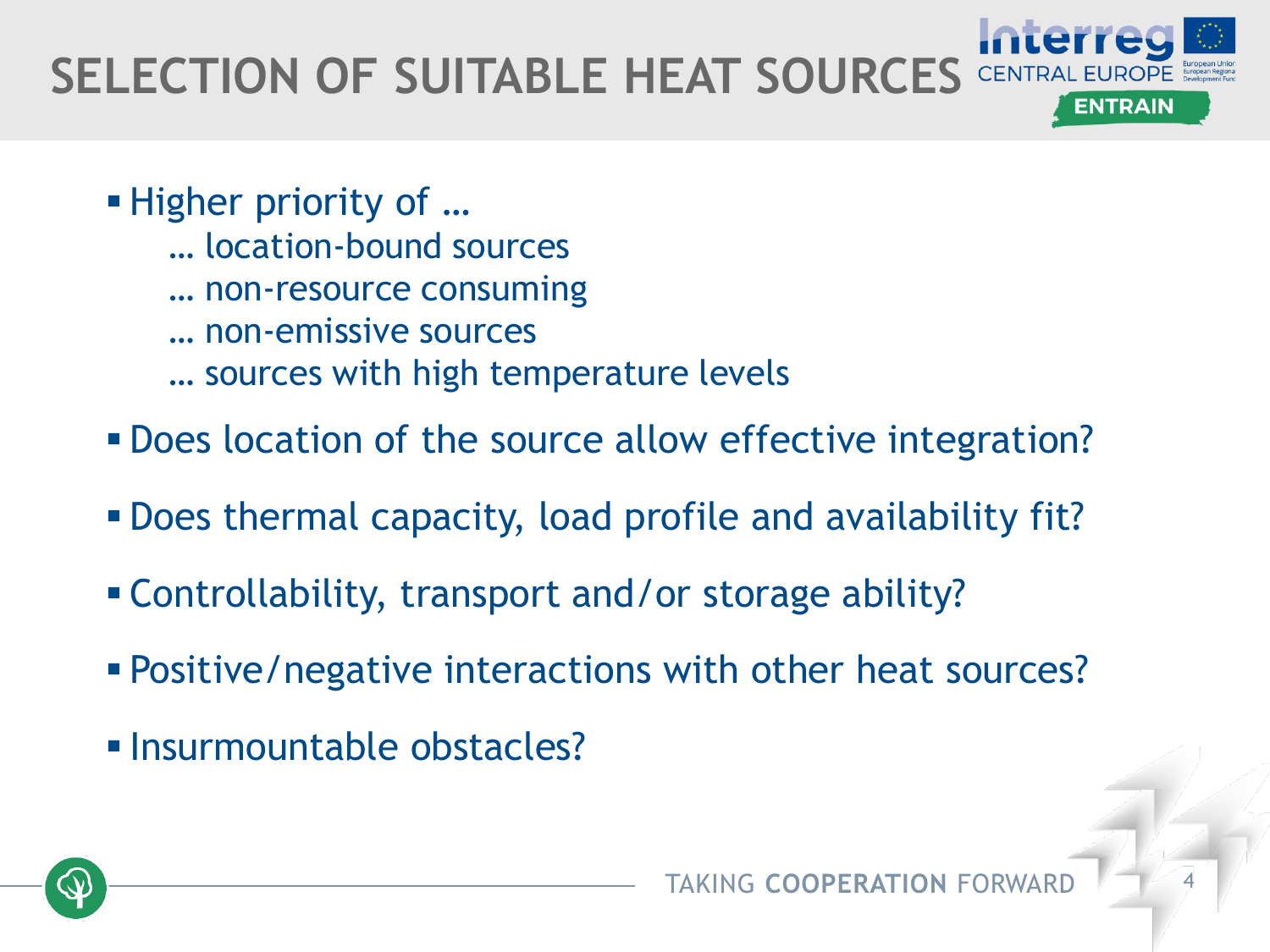# SELECTION OF SUITABLE HEAT SOURCES

- Higher priority of …
  - … location-bound sources
  - … non-resource consuming
  - … non-emissive sources
  - … sources with high temperature levels
- Does location of the source allow effective integration?
- Does thermal capacity, load profile and availability fit?
- Controllability, transport and/or storage ability?
- Positive/negative interactions with other heat sources?
- Insurmountable obstacles?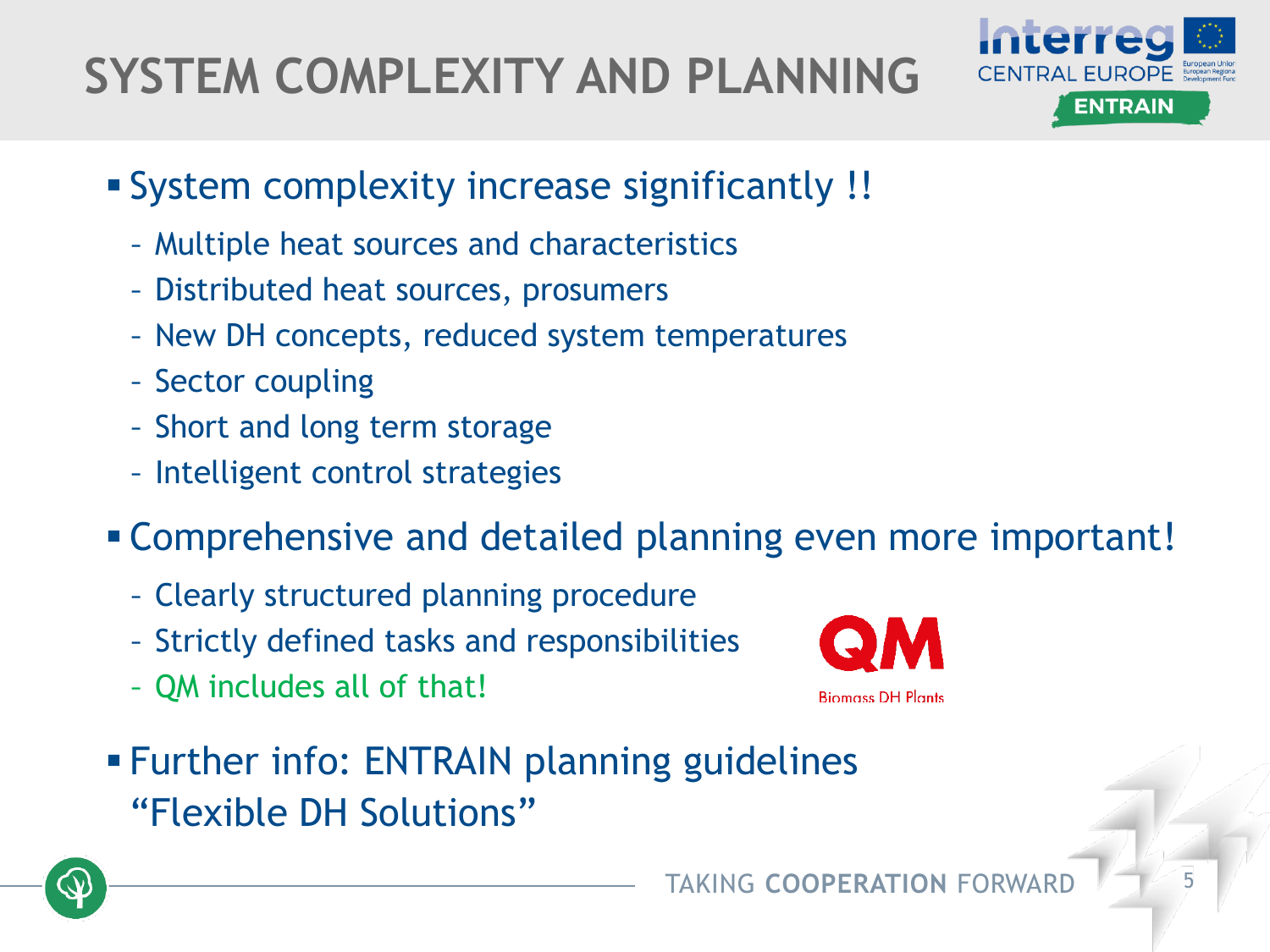# SYSTEM COMPLEXITY AND PLANNING

- System complexity increase significantly !!
  - Multiple heat sources and characteristics
  - Distributed heat sources, prosumers
  - New DH concepts, reduced system temperatures
  - Sector coupling
  - Short and long term storage
  - Intelligent control strategies
- Comprehensive and detailed planning even more important!
  - Clearly structured planning procedure
  - Strictly defined tasks and responsibilities
  - QM includes all of that!
- Further info: ENTRAIN planning guidelines "Flexible DH Solutions"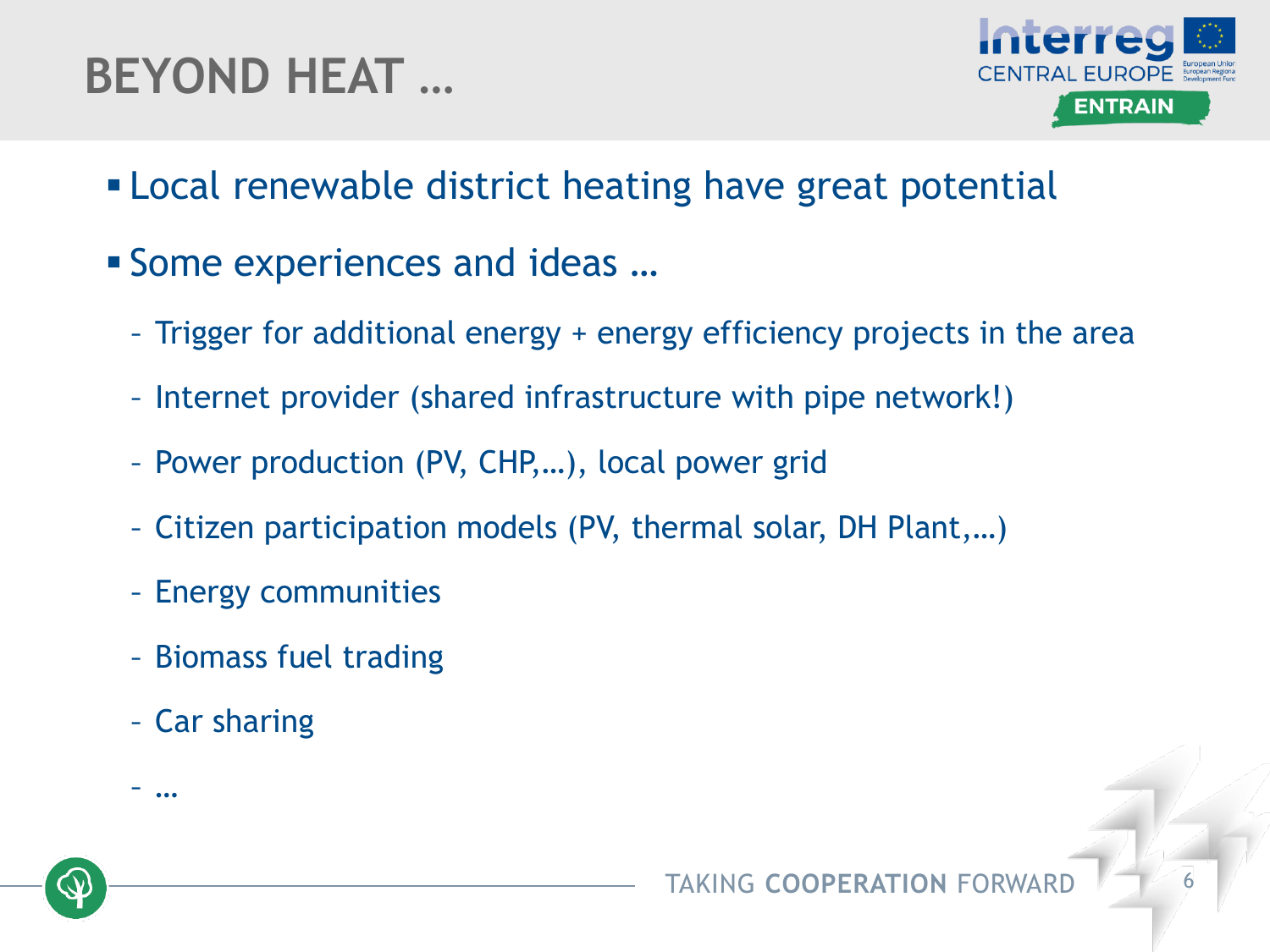# BEYOND HEAT …

- Local renewable district heating have great potential
- Some experiences and ideas …
  - Trigger for additional energy + energy efficiency projects in the area
  - Internet provider (shared infrastructure with pipe network!)
  - Power production (PV, CHP,…), local power grid
  - Citizen participation models (PV, thermal solar, DH Plant,…)
  - Energy communities
  - Biomass fuel trading
  - Car sharing
  - …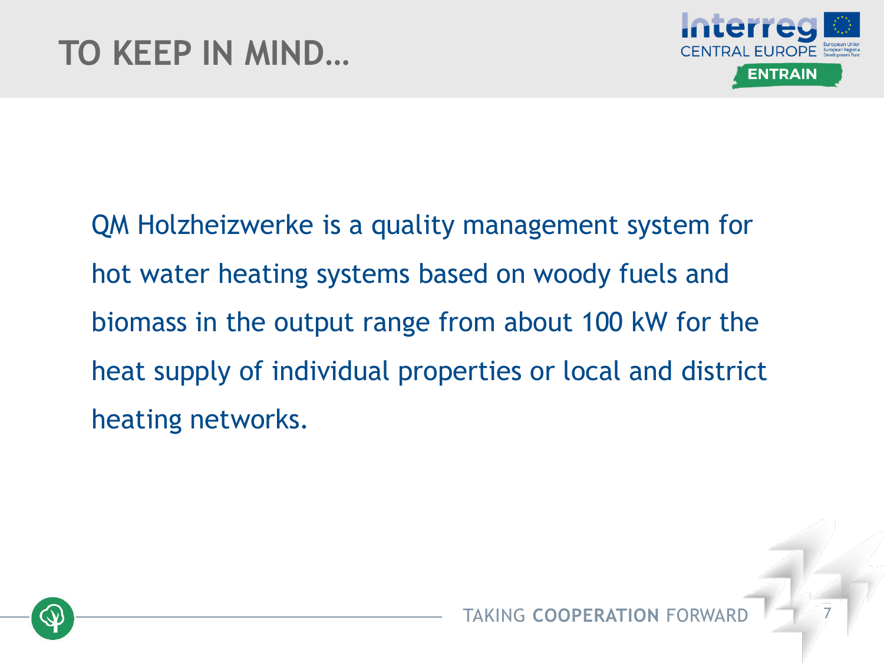# TO KEEP IN MIND…

QM Holzheizwerke is a quality management system for hot water heating systems based on woody fuels and biomass in the output range from about 100 kW for the heat supply of individual properties or local and district heating networks.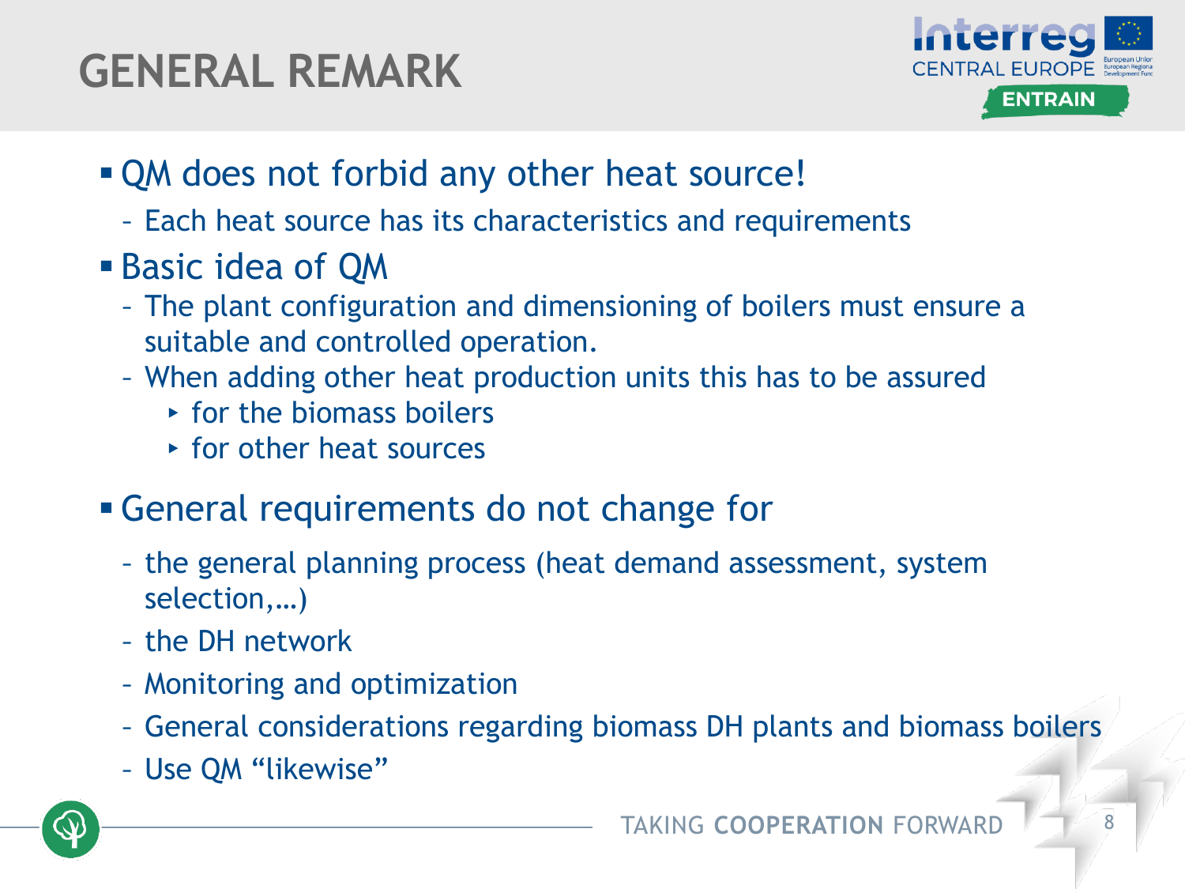# GENERAL REMARK

- QM does not forbid any other heat source!
  - Each heat source has its characteristics and requirements
- Basic idea of QM
  - The plant configuration and dimensioning of boilers must ensure a suitable and controlled operation.
  - When adding other heat production units this has to be assured
    - for the biomass boilers
    - for other heat sources
- General requirements do not change for
  - the general planning process (heat demand assessment, system selection,…)
  - the DH network
  - Monitoring and optimization
  - General considerations regarding biomass DH plants and biomass boilers
  - Use QM “likewise”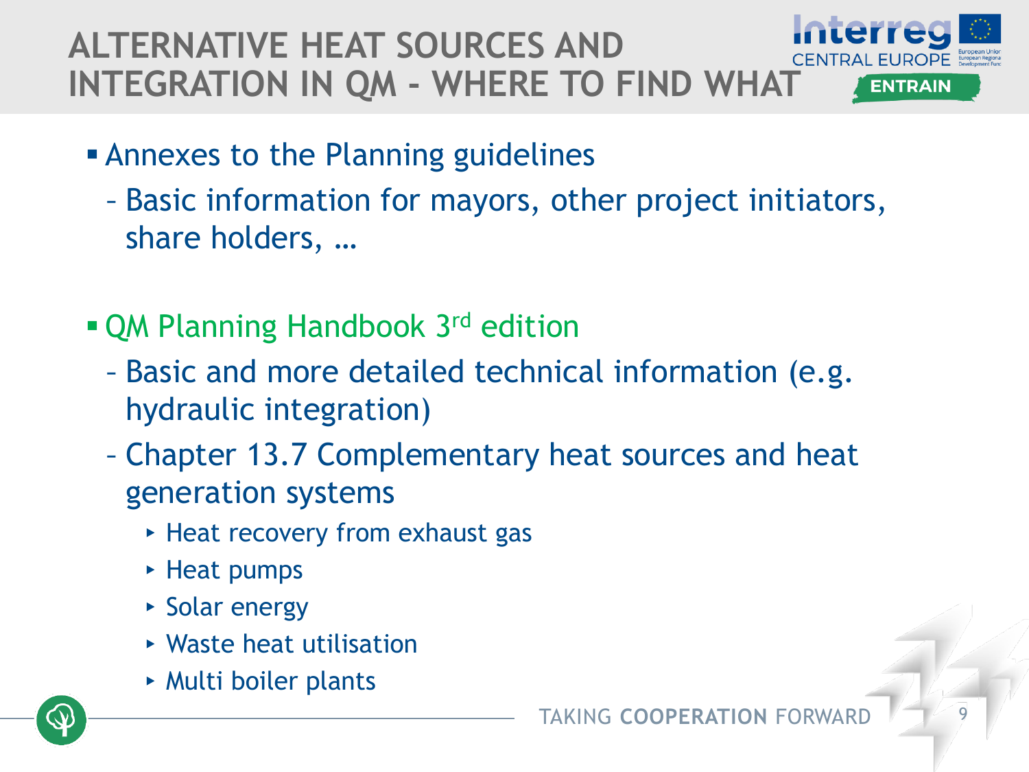# ALTERNATIVE HEAT SOURCES AND INTEGRATION IN QM - WHERE TO FIND WHAT

- Annexes to the Planning guidelines
  - Basic information for mayors, other project initiators, share holders, …

- QM Planning Handbook 3rd edition
  - Basic and more detailed technical information (e.g. hydraulic integration)
  - Chapter 13.7 Complementary heat sources and heat generation systems
    - Heat recovery from exhaust gas
    - Heat pumps
    - Solar energy
    - Waste heat utilisation
    - Multi boiler plants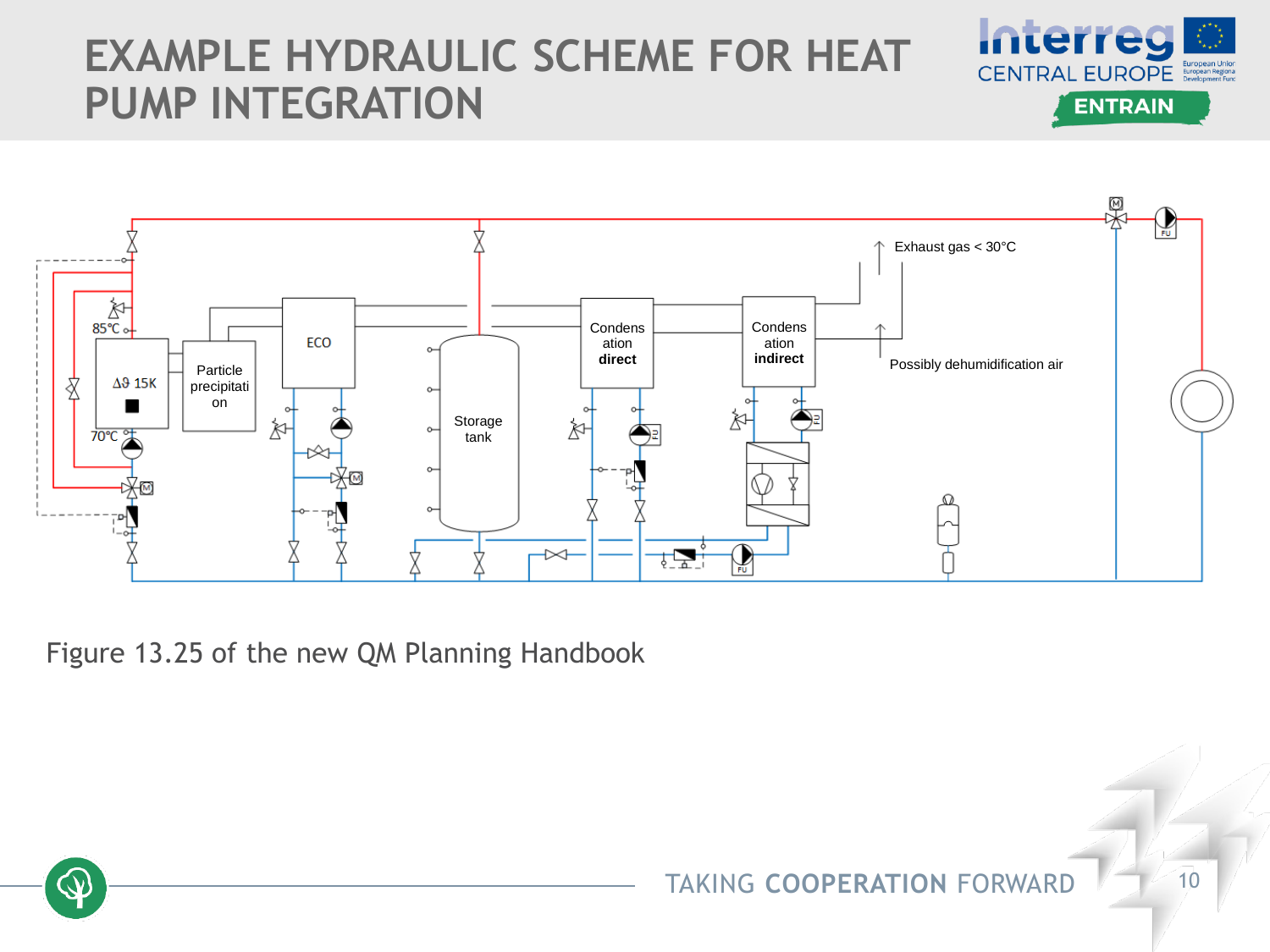# EXAMPLE HYDRAULIC SCHEME FOR HEAT PUMP INTEGRATION

Exhaust gas < 30°C

85°C

Δϑ 15K

70°C

Particle precipitation

ECO

Storage tank

Condensation direct

Condensation indirect

Possibly dehumidification air

Figure 13.25 of the new QM Planning Handbook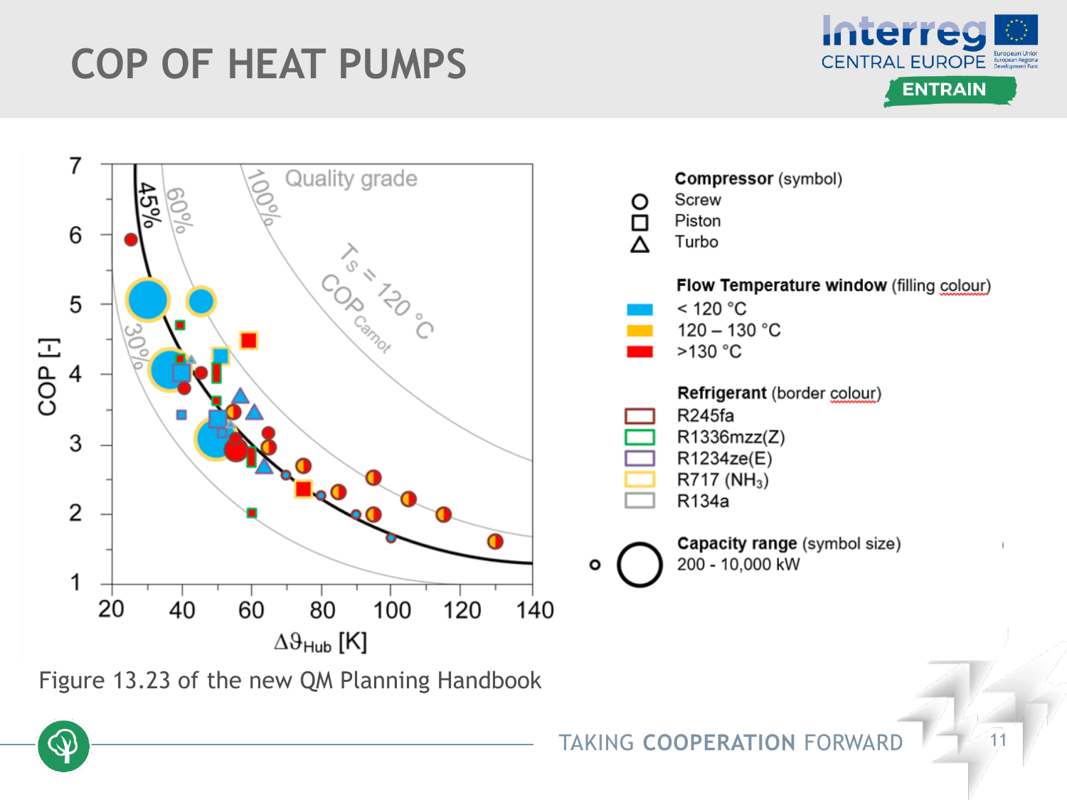# COP OF HEAT PUMPS

Figure 13.23 of the new QM Planning Handbook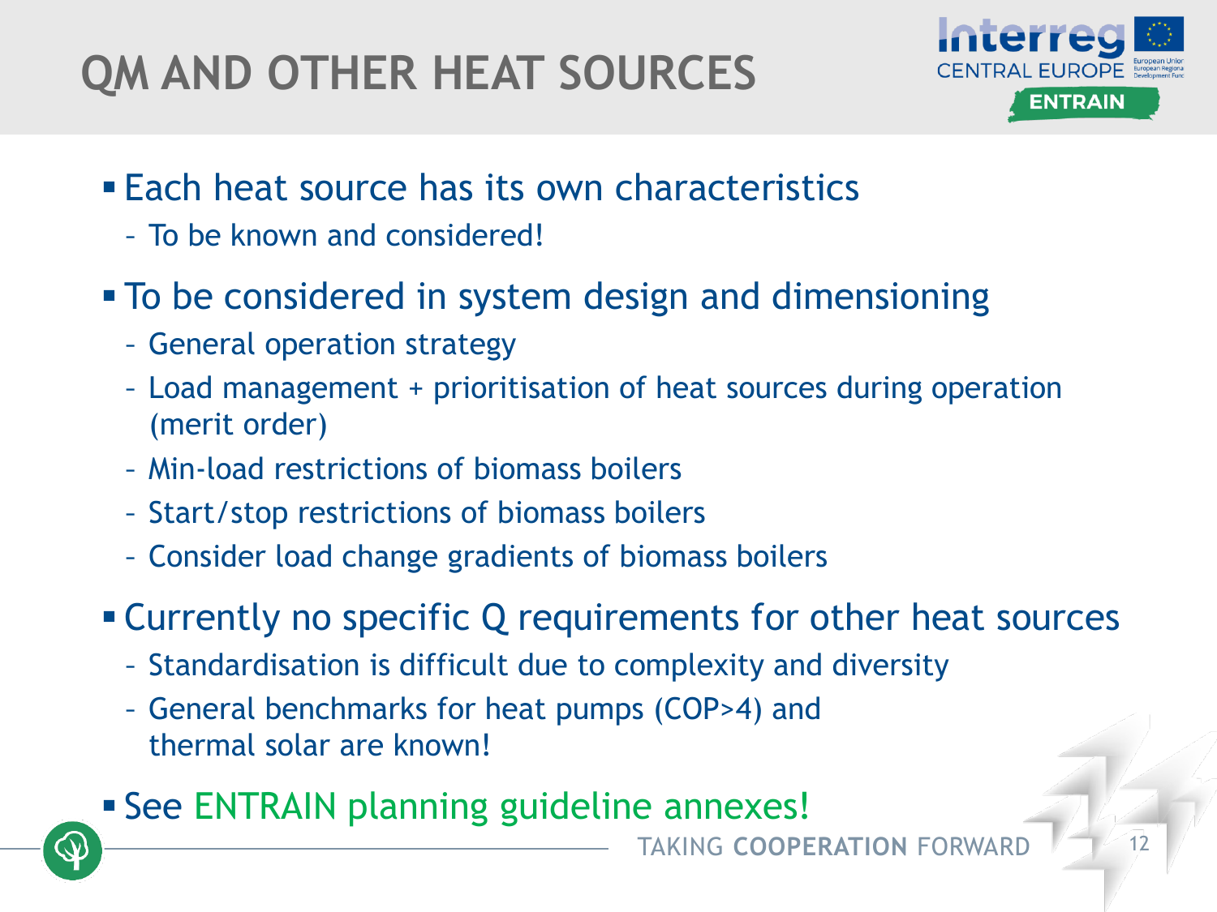# QM AND OTHER HEAT SOURCES

- Each heat source has its own characteristics
  - To be known and considered!
- To be considered in system design and dimensioning
  - General operation strategy
  - Load management + prioritisation of heat sources during operation (merit order)
  - Min-load restrictions of biomass boilers
  - Start/stop restrictions of biomass boilers
  - Consider load change gradients of biomass boilers
- Currently no specific Q requirements for other heat sources
  - Standardisation is difficult due to complexity and diversity
  - General benchmarks for heat pumps (COP>4) and thermal solar are known!
- See ENTRAIN planning guideline annexes!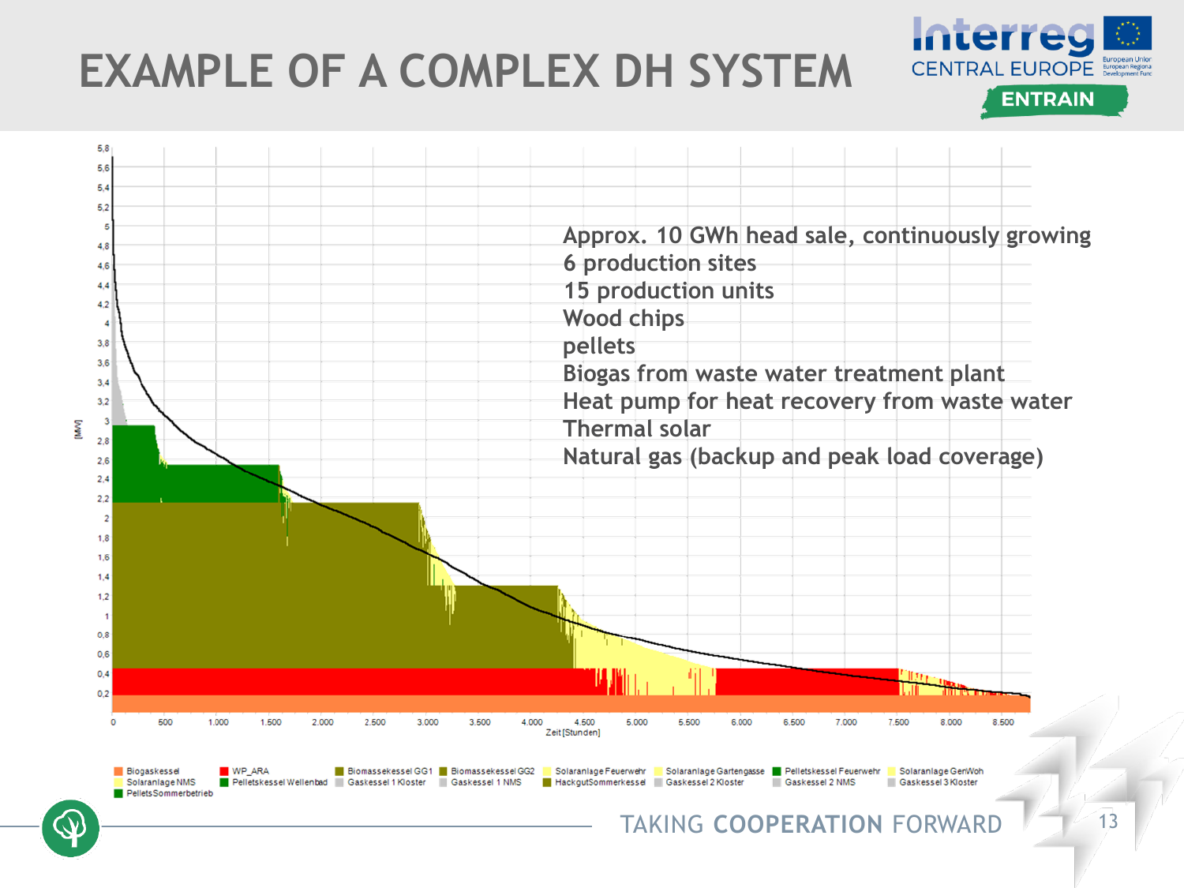# EXAMPLE OF A COMPLEX DH SYSTEM

Approx. 10 GWh head sale, continuously growing
6 production sites
15 production units
Wood chips
pellets
Biogas from waste water treatment plant
Heat pump for heat recovery from waste water
Thermal solar
Natural gas (backup and peak load coverage)

[MW]

Zeit [Stunden]

Biogaskessel, WP_ARA, Biomassekessel GG1, Biomassekessel GG2, Solaranlage Feuerwehr, Solaranlage Gartengasse, Pelletskessel Feuerwehr, Solaranlage GenWoh, Solaranlage NMS, Pelletskessel Wellenbad, Gaskessel 1 Kloster, Gaskessel 1 NMS, HackgutSommerkessel, Gaskessel 2 Kloster, Gaskessel 2 NMS, Gaskessel 3 Kloster, PelletsSommerbetrieb

TAKING **COOPERATION** FORWARD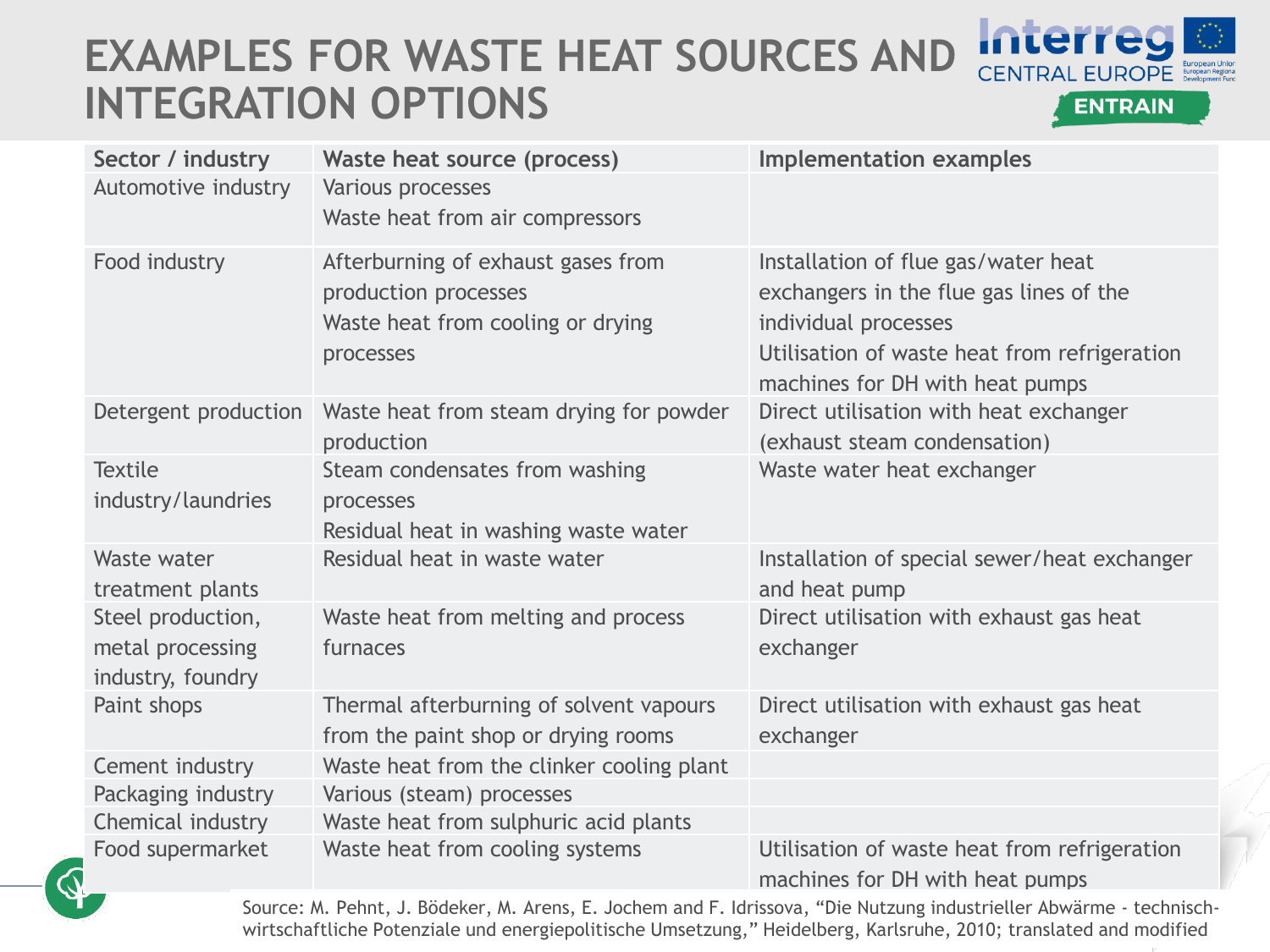# EXAMPLES FOR WASTE HEAT SOURCES AND INTEGRATION OPTIONS

| Sector / industry | Waste heat source (process) | Implementation examples |
|---|---|---|
| Automotive industry | Various processes<br>Waste heat from air compressors | |
| Food industry | Afterburning of exhaust gases from production processes<br>Waste heat from cooling or drying processes | Installation of flue gas/water heat exchangers in the flue gas lines of the individual processes<br>Utilisation of waste heat from refrigeration machines for DH with heat pumps |
| Detergent production | Waste heat from steam drying for powder production | Direct utilisation with heat exchanger (exhaust steam condensation) |
| Textile industry/laundries | Steam condensates from washing processes<br>Residual heat in washing waste water | Waste water heat exchanger |
| Waste water treatment plants | Residual heat in waste water | Installation of special sewer/heat exchanger and heat pump |
| Steel production, metal processing industry, foundry | Waste heat from melting and process furnaces | Direct utilisation with exhaust gas heat exchanger |
| Paint shops | Thermal afterburning of solvent vapours from the paint shop or drying rooms | Direct utilisation with exhaust gas heat exchanger |
| Cement industry | Waste heat from the clinker cooling plant | |
| Packaging industry | Various (steam) processes | |
| Chemical industry | Waste heat from sulphuric acid plants | |
| Food supermarket | Waste heat from cooling systems | Utilisation of waste heat from refrigeration machines for DH with heat pumps |

Source: M. Pehnt, J. Bödeker, M. Arens, E. Jochem and F. Idrissova, "Die Nutzung industrieller Abwärme - technisch-wirtschaftliche Potenziale und energiepolitische Umsetzung," Heidelberg, Karlsruhe, 2010; translated and modified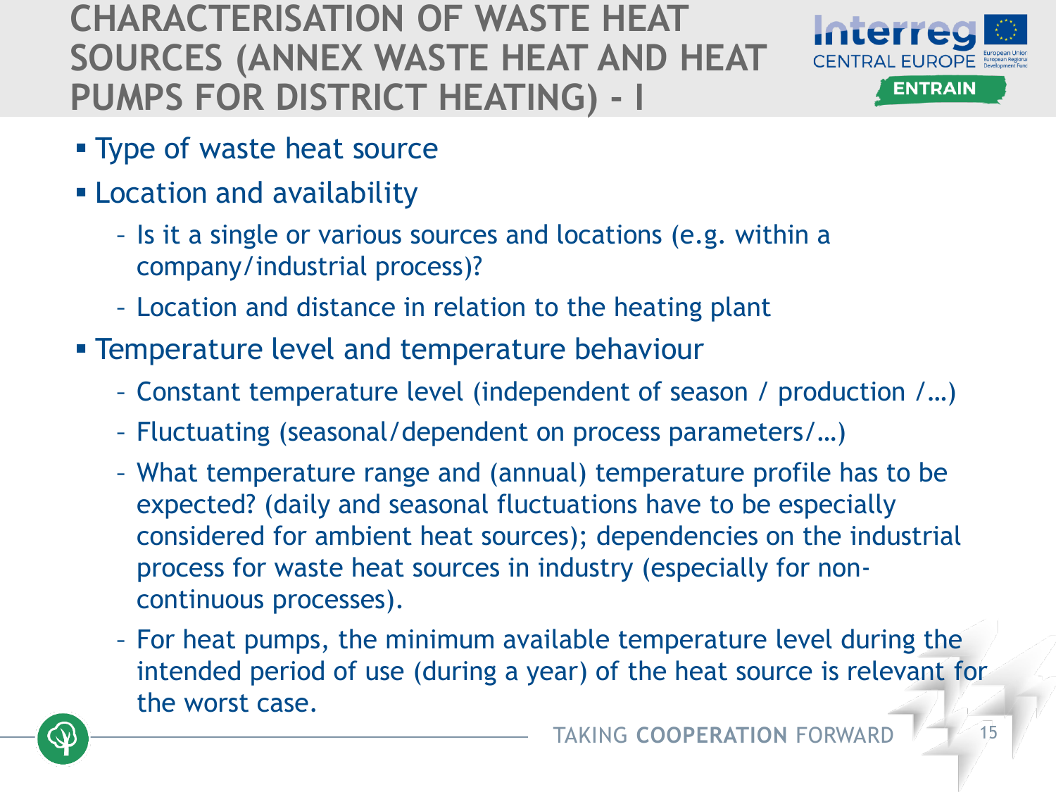# CHARACTERISATION OF WASTE HEAT SOURCES (ANNEX WASTE HEAT AND HEAT PUMPS FOR DISTRICT HEATING) - I

- Type of waste heat source
- Location and availability
  - Is it a single or various sources and locations (e.g. within a company/industrial process)?
  - Location and distance in relation to the heating plant
- Temperature level and temperature behaviour
  - Constant temperature level (independent of season / production /…)
  - Fluctuating (seasonal/dependent on process parameters/…)
  - What temperature range and (annual) temperature profile has to be expected? (daily and seasonal fluctuations have to be especially considered for ambient heat sources); dependencies on the industrial process for waste heat sources in industry (especially for non-continuous processes).
  - For heat pumps, the minimum available temperature level during the intended period of use (during a year) of the heat source is relevant for the worst case.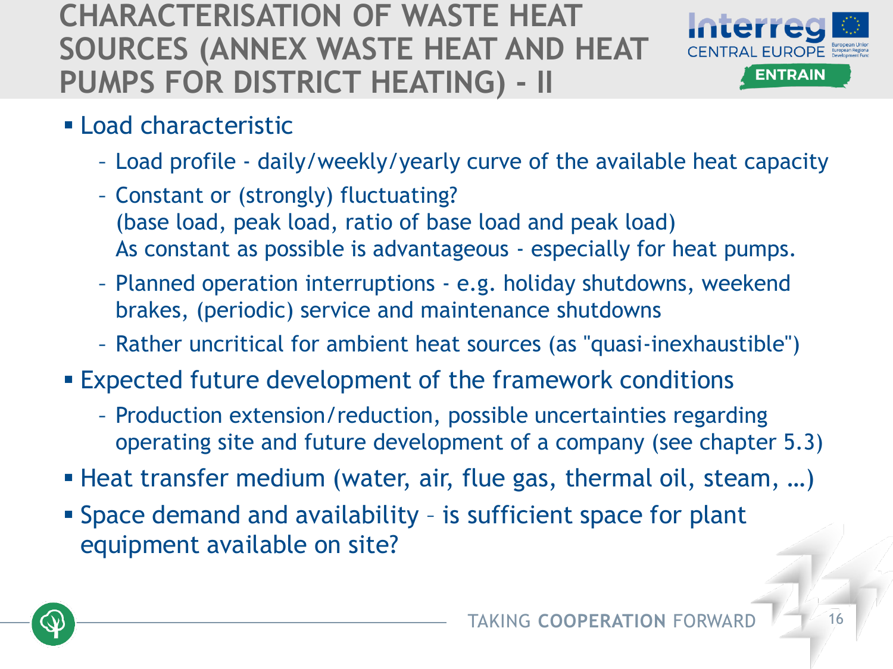# CHARACTERISATION OF WASTE HEAT SOURCES (ANNEX WASTE HEAT AND HEAT PUMPS FOR DISTRICT HEATING) - II

- Load characteristic
  - Load profile - daily/weekly/yearly curve of the available heat capacity
  - Constant or (strongly) fluctuating?
    (base load, peak load, ratio of base load and peak load)
    As constant as possible is advantageous - especially for heat pumps.
  - Planned operation interruptions - e.g. holiday shutdowns, weekend brakes, (periodic) service and maintenance shutdowns
  - Rather uncritical for ambient heat sources (as "quasi-inexhaustible")
- Expected future development of the framework conditions
  - Production extension/reduction, possible uncertainties regarding operating site and future development of a company (see chapter 5.3)
- Heat transfer medium (water, air, flue gas, thermal oil, steam, …)
- Space demand and availability – is sufficient space for plant equipment available on site?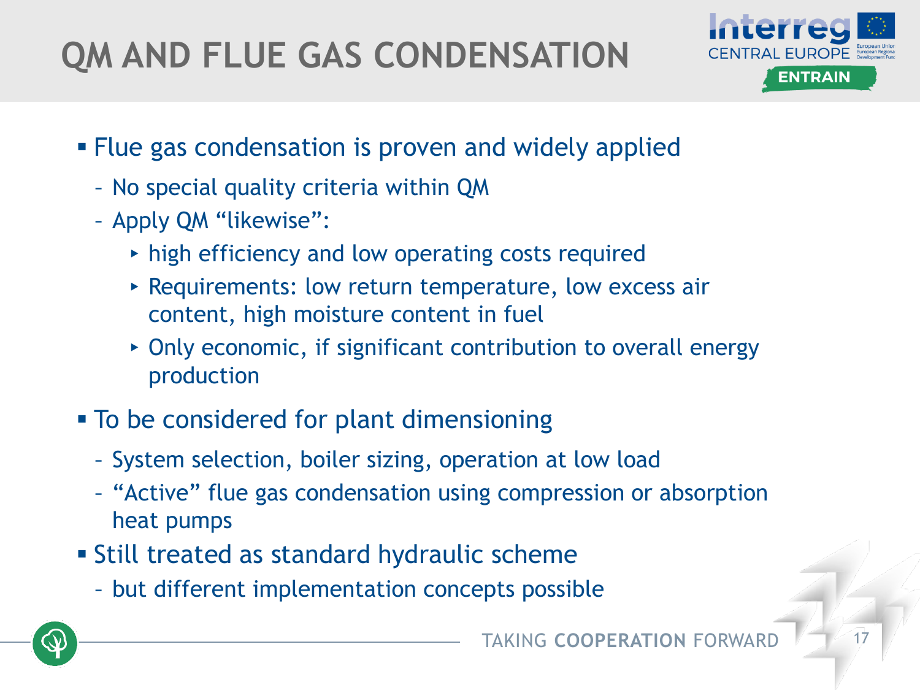# QM AND FLUE GAS CONDENSATION

- Flue gas condensation is proven and widely applied
  - No special quality criteria within QM
  - Apply QM “likewise”:
    - high efficiency and low operating costs required
    - Requirements: low return temperature, low excess air content, high moisture content in fuel
    - Only economic, if significant contribution to overall energy production
- To be considered for plant dimensioning
  - System selection, boiler sizing, operation at low load
  - “Active” flue gas condensation using compression or absorption heat pumps
- Still treated as standard hydraulic scheme
  - but different implementation concepts possible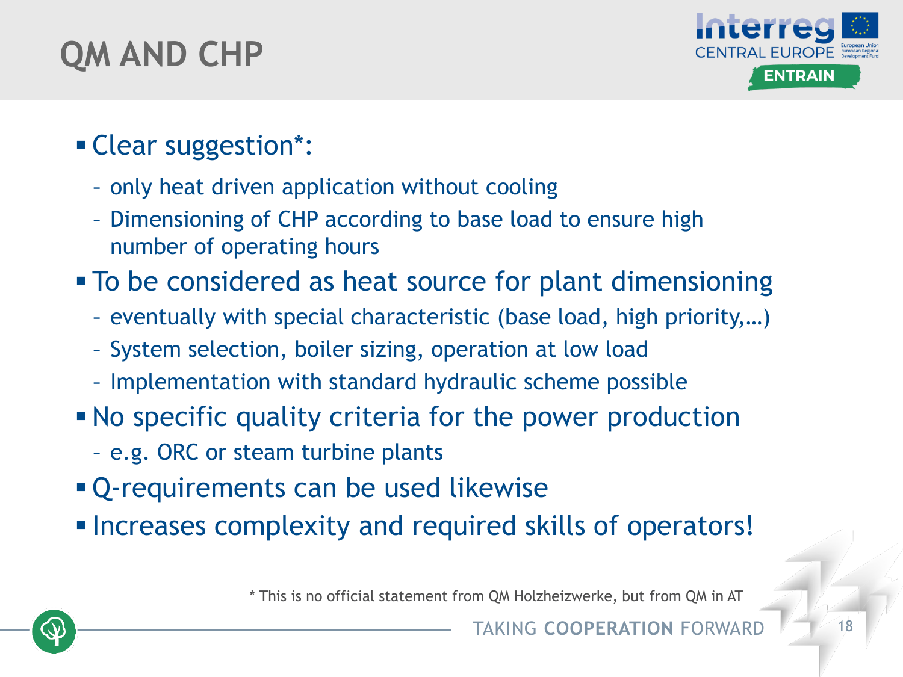# QM AND CHP

- Clear suggestion*:
  - only heat driven application without cooling
  - Dimensioning of CHP according to base load to ensure high number of operating hours
- To be considered as heat source for plant dimensioning
  - eventually with special characteristic (base load, high priority,…)
  - System selection, boiler sizing, operation at low load
  - Implementation with standard hydraulic scheme possible
- No specific quality criteria for the power production
  - e.g. ORC or steam turbine plants
- Q-requirements can be used likewise
- Increases complexity and required skills of operators!

* This is no official statement from QM Holzheizwerke, but from QM in AT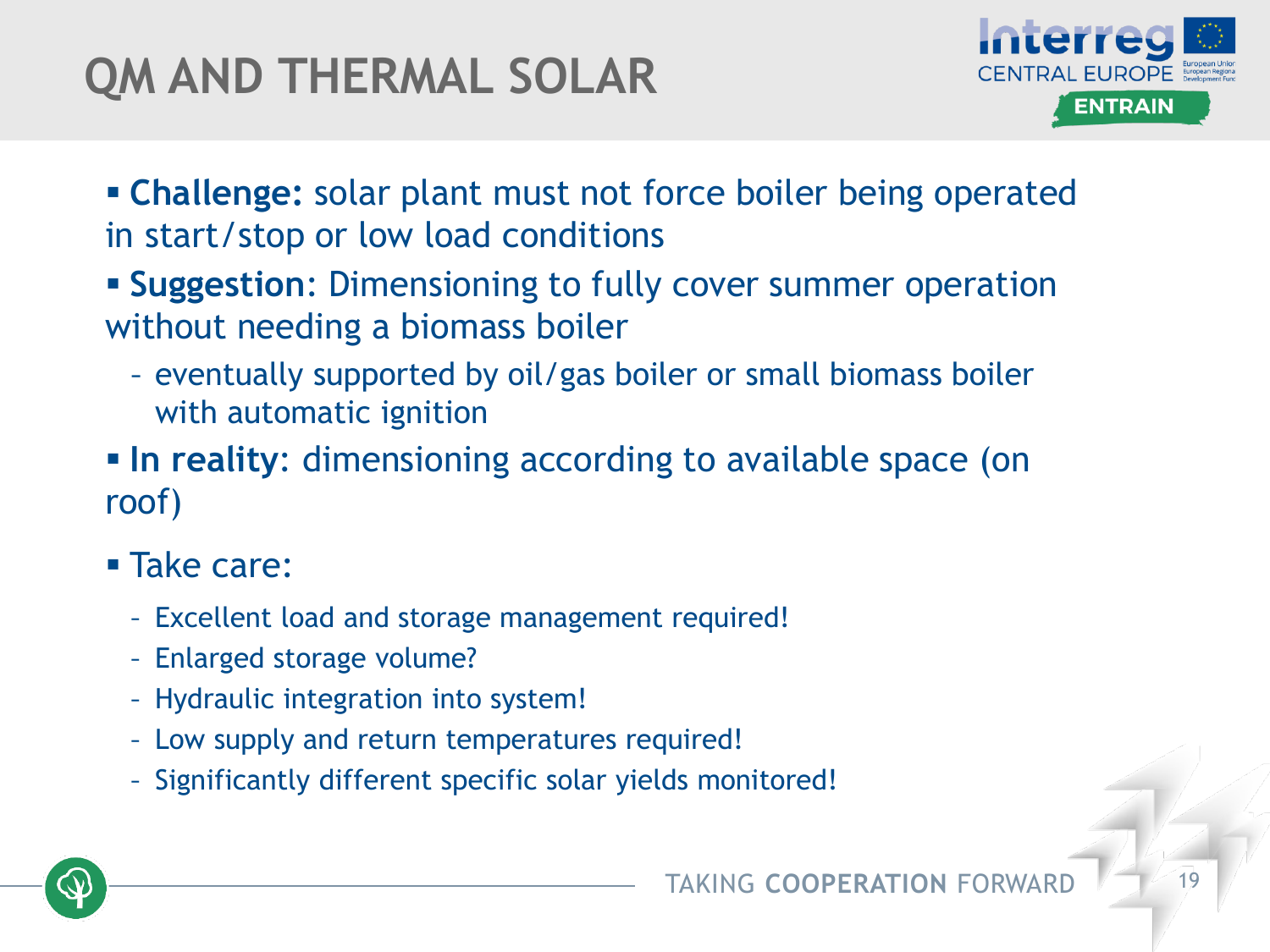# QM AND THERMAL SOLAR

- **Challenge:** solar plant must not force boiler being operated in start/stop or low load conditions
- **Suggestion**: Dimensioning to fully cover summer operation without needing a biomass boiler
  - eventually supported by oil/gas boiler or small biomass boiler with automatic ignition
- **In reality**: dimensioning according to available space (on roof)
- Take care:
  - Excellent load and storage management required!
  - Enlarged storage volume?
  - Hydraulic integration into system!
  - Low supply and return temperatures required!
  - Significantly different specific solar yields monitored!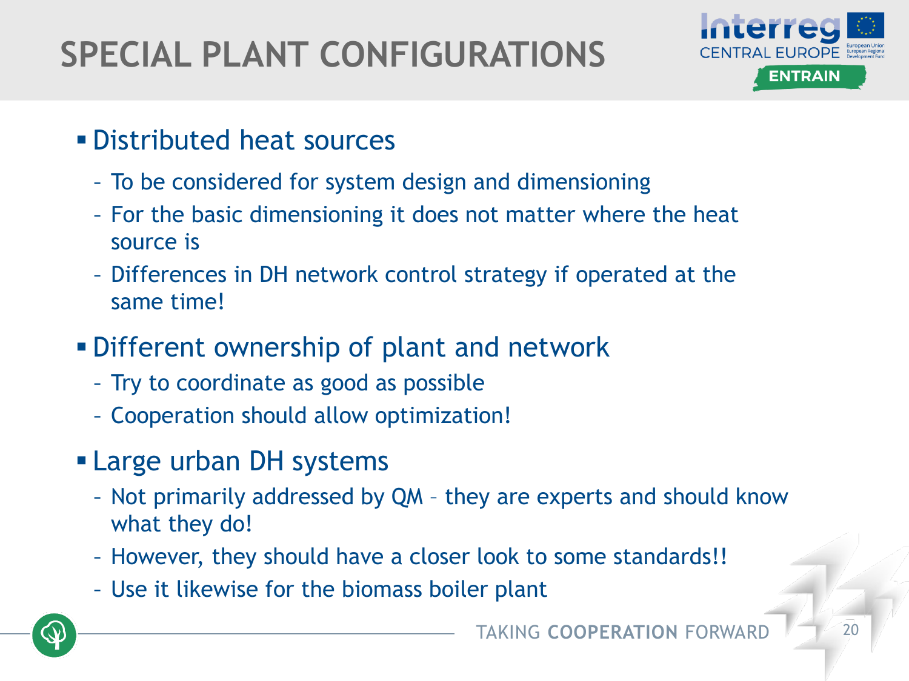# SPECIAL PLANT CONFIGURATIONS

- Distributed heat sources
  - To be considered for system design and dimensioning
  - For the basic dimensioning it does not matter where the heat source is
  - Differences in DH network control strategy if operated at the same time!
- Different ownership of plant and network
  - Try to coordinate as good as possible
  - Cooperation should allow optimization!
- Large urban DH systems
  - Not primarily addressed by QM – they are experts and should know what they do!
  - However, they should have a closer look to some standards!!
  - Use it likewise for the biomass boiler plant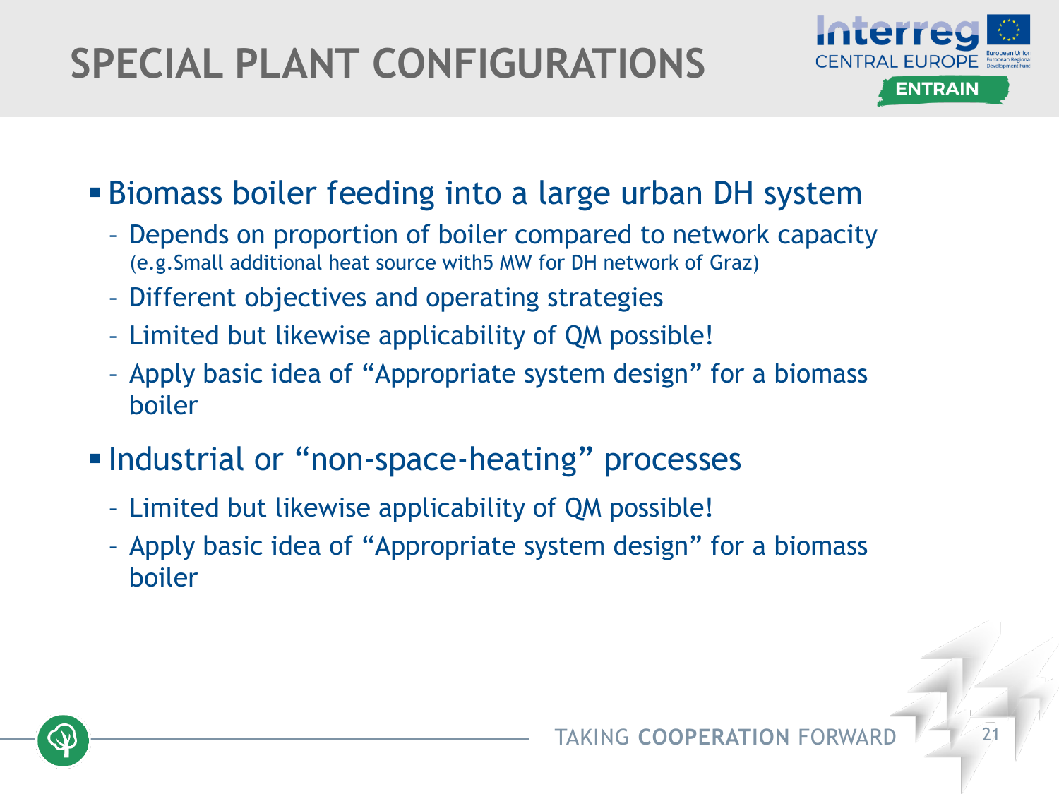# SPECIAL PLANT CONFIGURATIONS

- Biomass boiler feeding into a large urban DH system
  - Depends on proportion of boiler compared to network capacity (e.g.Small additional heat source with5 MW for DH network of Graz)
  - Different objectives and operating strategies
  - Limited but likewise applicability of QM possible!
  - Apply basic idea of "Appropriate system design" for a biomass boiler
- Industrial or "non-space-heating" processes
  - Limited but likewise applicability of QM possible!
  - Apply basic idea of "Appropriate system design" for a biomass boiler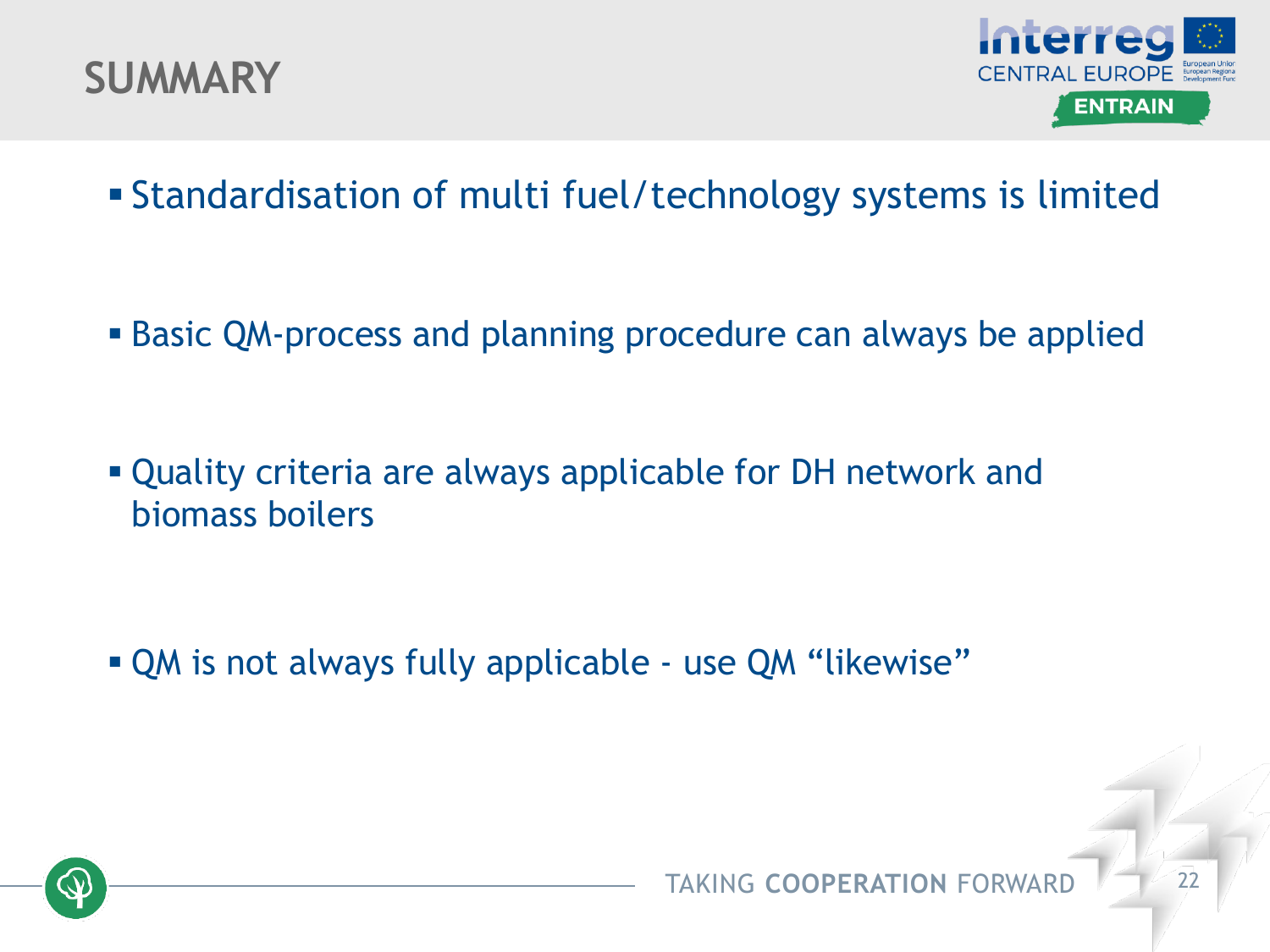# SUMMARY

- Standardisation of multi fuel/technology systems is limited
- Basic QM-process and planning procedure can always be applied
- Quality criteria are always applicable for DH network and biomass boilers
- QM is not always fully applicable - use QM “likewise”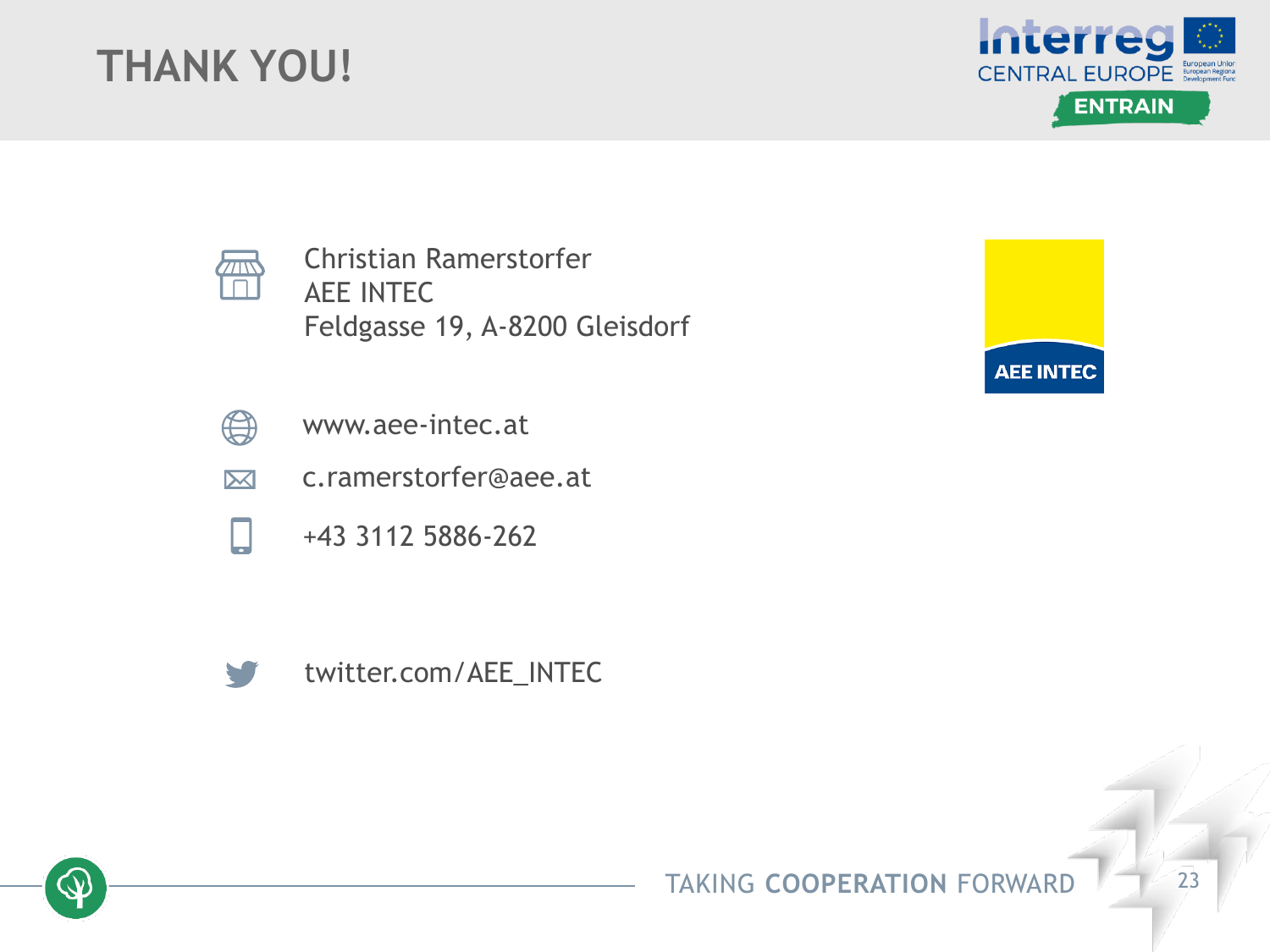# THANK YOU!

Christian Ramerstorfer
AEE INTEC
Feldgasse 19, A-8200 Gleisdorf

www.aee-intec.at

c.ramerstorfer@aee.at

+43 3112 5886-262

twitter.com/AEE_INTEC

TAKING **COOPERATION** FORWARD